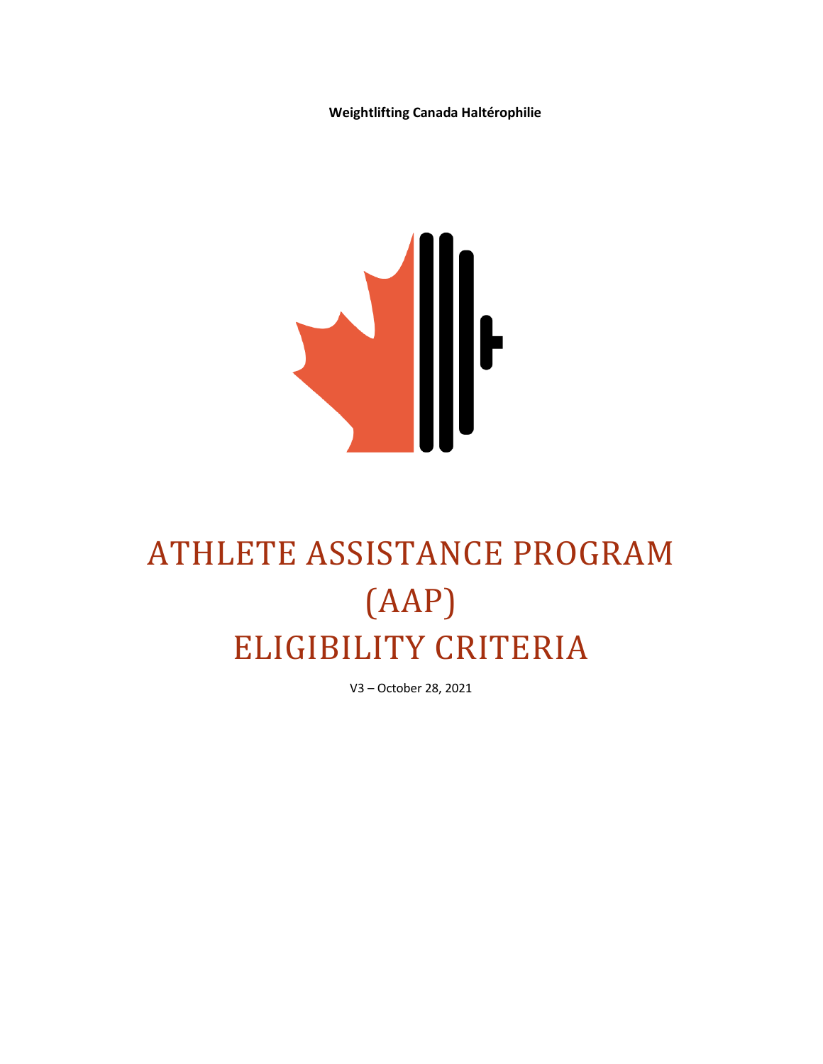**Weightlifting Canada Haltérophilie**

# ATHLETE ASSISTANCE PROGRAM (AAP) ELIGIBILITY CRITERIA

V3 – October 28, 2021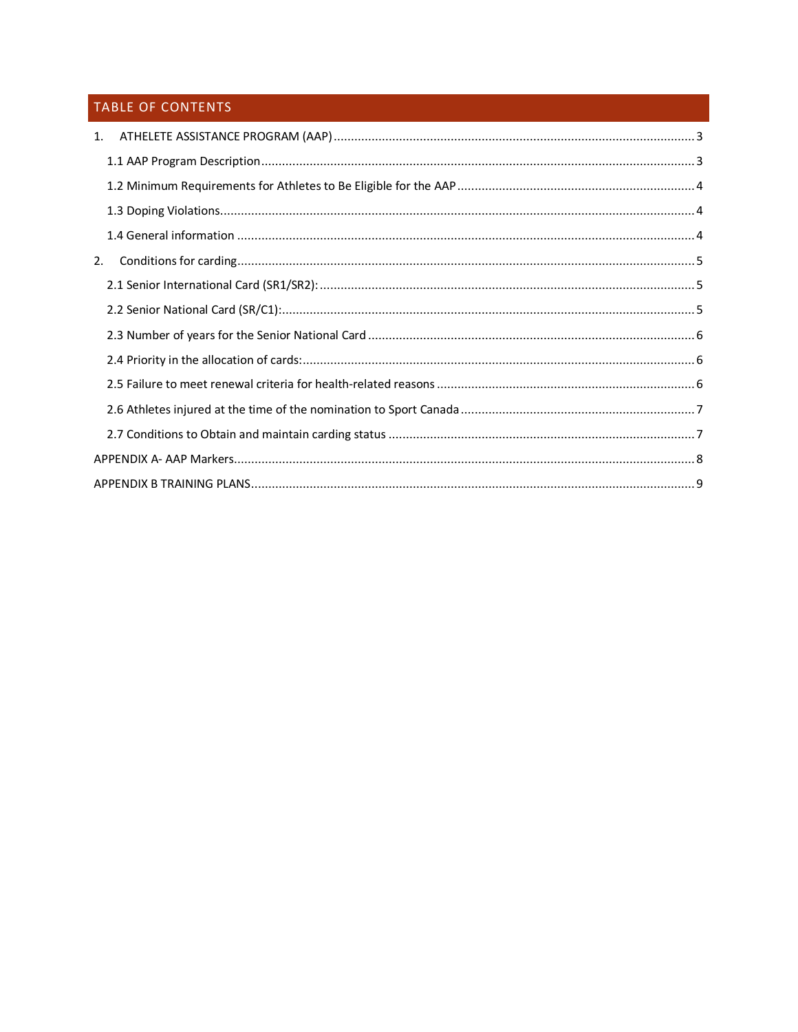## TABLE OF CONTENTS

1. ATHELETE ASSISTANCE PROGRAM (AAP) ........ 3
   - 1.1 AAP Program Description ........ 3
   - 1.2 Minimum Requirements for Athletes to Be Eligible for the AAP ........ 4
   - 1.3 Doping Violations ........ 4
   - 1.4 General information ........ 4
2. Conditions for carding ........ 5
   - 2.1 Senior International Card (SR1/SR2): ........ 5
   - 2.2 Senior National Card (SR/C1): ........ 5
   - 2.3 Number of years for the Senior National Card ........ 6
   - 2.4 Priority in the allocation of cards: ........ 6
   - 2.5 Failure to meet renewal criteria for health-related reasons ........ 6
   - 2.6 Athletes injured at the time of the nomination to Sport Canada ........ 7
   - 2.7 Conditions to Obtain and maintain carding status ........ 7

APPENDIX A- AAP Markers ........ 8

APPENDIX B TRAINING PLANS ........ 9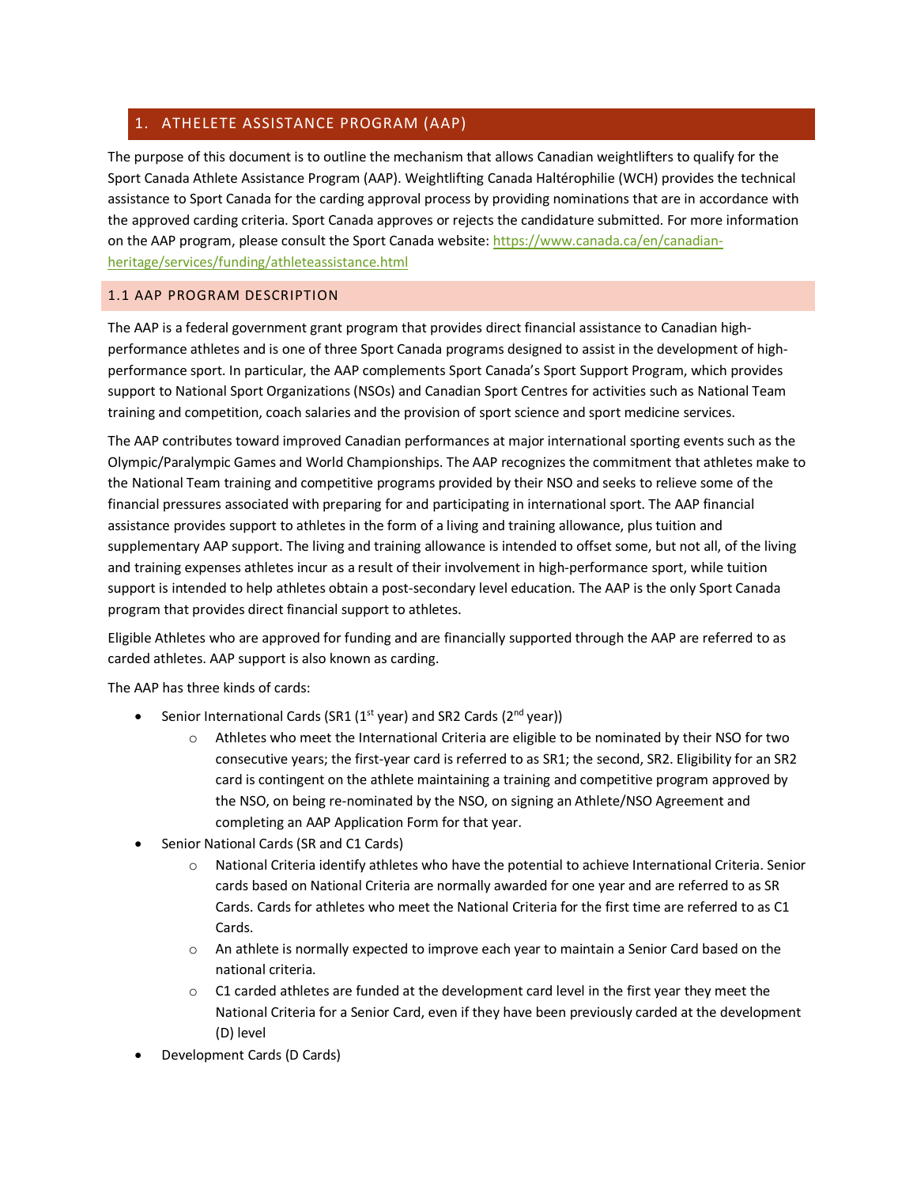# 1. ATHELETE ASSISTANCE PROGRAM (AAP)

The purpose of this document is to outline the mechanism that allows Canadian weightlifters to qualify for the Sport Canada Athlete Assistance Program (AAP). Weightlifting Canada Haltérophilie (WCH) provides the technical assistance to Sport Canada for the carding approval process by providing nominations that are in accordance with the approved carding criteria. Sport Canada approves or rejects the candidature submitted. For more information on the AAP program, please consult the Sport Canada website: [https://www.canada.ca/en/canadian-heritage/services/funding/athleteassistance.html](https://www.canada.ca/en/canadian-heritage/services/funding/athleteassistance.html)

## 1.1 AAP PROGRAM DESCRIPTION

The AAP is a federal government grant program that provides direct financial assistance to Canadian high-performance athletes and is one of three Sport Canada programs designed to assist in the development of high-performance sport. In particular, the AAP complements Sport Canada's Sport Support Program, which provides support to National Sport Organizations (NSOs) and Canadian Sport Centres for activities such as National Team training and competition, coach salaries and the provision of sport science and sport medicine services.

The AAP contributes toward improved Canadian performances at major international sporting events such as the Olympic/Paralympic Games and World Championships. The AAP recognizes the commitment that athletes make to the National Team training and competitive programs provided by their NSO and seeks to relieve some of the financial pressures associated with preparing for and participating in international sport. The AAP financial assistance provides support to athletes in the form of a living and training allowance, plus tuition and supplementary AAP support. The living and training allowance is intended to offset some, but not all, of the living and training expenses athletes incur as a result of their involvement in high-performance sport, while tuition support is intended to help athletes obtain a post-secondary level education. The AAP is the only Sport Canada program that provides direct financial support to athletes.

Eligible Athletes who are approved for funding and are financially supported through the AAP are referred to as carded athletes. AAP support is also known as carding.

The AAP has three kinds of cards:

- Senior International Cards (SR1 (1st year) and SR2 Cards (2nd year))
  - Athletes who meet the International Criteria are eligible to be nominated by their NSO for two consecutive years; the first-year card is referred to as SR1; the second, SR2. Eligibility for an SR2 card is contingent on the athlete maintaining a training and competitive program approved by the NSO, on being re-nominated by the NSO, on signing an Athlete/NSO Agreement and completing an AAP Application Form for that year.
- Senior National Cards (SR and C1 Cards)
  - National Criteria identify athletes who have the potential to achieve International Criteria. Senior cards based on National Criteria are normally awarded for one year and are referred to as SR Cards. Cards for athletes who meet the National Criteria for the first time are referred to as C1 Cards.
  - An athlete is normally expected to improve each year to maintain a Senior Card based on the national criteria.
  - C1 carded athletes are funded at the development card level in the first year they meet the National Criteria for a Senior Card, even if they have been previously carded at the development (D) level
- Development Cards (D Cards)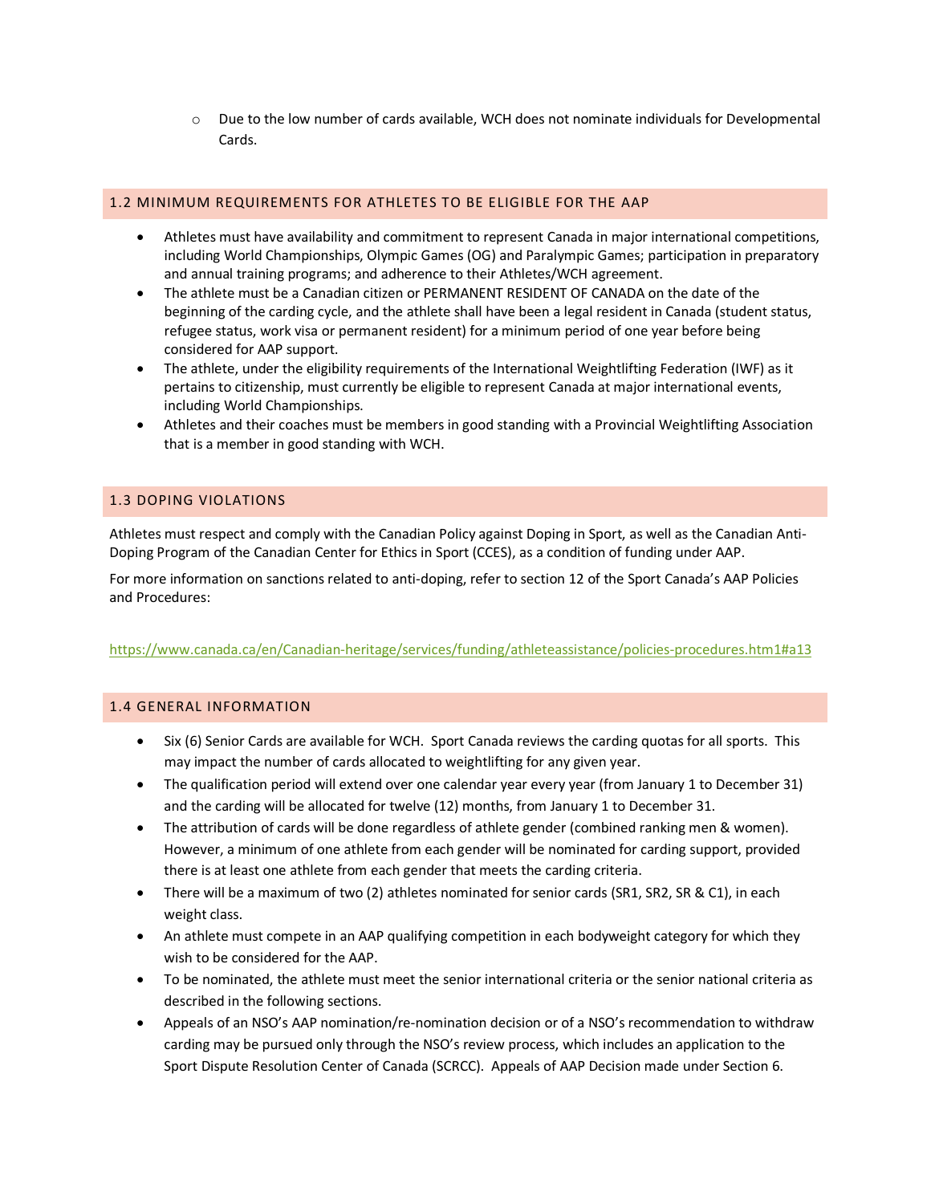- Due to the low number of cards available, WCH does not nominate individuals for Developmental Cards.

## 1.2 MINIMUM REQUIREMENTS FOR ATHLETES TO BE ELIGIBLE FOR THE AAP

- Athletes must have availability and commitment to represent Canada in major international competitions, including World Championships, Olympic Games (OG) and Paralympic Games; participation in preparatory and annual training programs; and adherence to their Athletes/WCH agreement.
- The athlete must be a Canadian citizen or PERMANENT RESIDENT OF CANADA on the date of the beginning of the carding cycle, and the athlete shall have been a legal resident in Canada (student status, refugee status, work visa or permanent resident) for a minimum period of one year before being considered for AAP support.
- The athlete, under the eligibility requirements of the International Weightlifting Federation (IWF) as it pertains to citizenship, must currently be eligible to represent Canada at major international events, including World Championships.
- Athletes and their coaches must be members in good standing with a Provincial Weightlifting Association that is a member in good standing with WCH.

## 1.3 DOPING VIOLATIONS

Athletes must respect and comply with the Canadian Policy against Doping in Sport, as well as the Canadian Anti-Doping Program of the Canadian Center for Ethics in Sport (CCES), as a condition of funding under AAP.

For more information on sanctions related to anti-doping, refer to section 12 of the Sport Canada's AAP Policies and Procedures:

https://www.canada.ca/en/Canadian-heritage/services/funding/athleteassistance/policies-procedures.htm1#a13

## 1.4 GENERAL INFORMATION

- Six (6) Senior Cards are available for WCH. Sport Canada reviews the carding quotas for all sports. This may impact the number of cards allocated to weightlifting for any given year.
- The qualification period will extend over one calendar year every year (from January 1 to December 31) and the carding will be allocated for twelve (12) months, from January 1 to December 31.
- The attribution of cards will be done regardless of athlete gender (combined ranking men & women). However, a minimum of one athlete from each gender will be nominated for carding support, provided there is at least one athlete from each gender that meets the carding criteria.
- There will be a maximum of two (2) athletes nominated for senior cards (SR1, SR2, SR & C1), in each weight class.
- An athlete must compete in an AAP qualifying competition in each bodyweight category for which they wish to be considered for the AAP.
- To be nominated, the athlete must meet the senior international criteria or the senior national criteria as described in the following sections.
- Appeals of an NSO's AAP nomination/re-nomination decision or of a NSO's recommendation to withdraw carding may be pursued only through the NSO's review process, which includes an application to the Sport Dispute Resolution Center of Canada (SCRCC). Appeals of AAP Decision made under Section 6.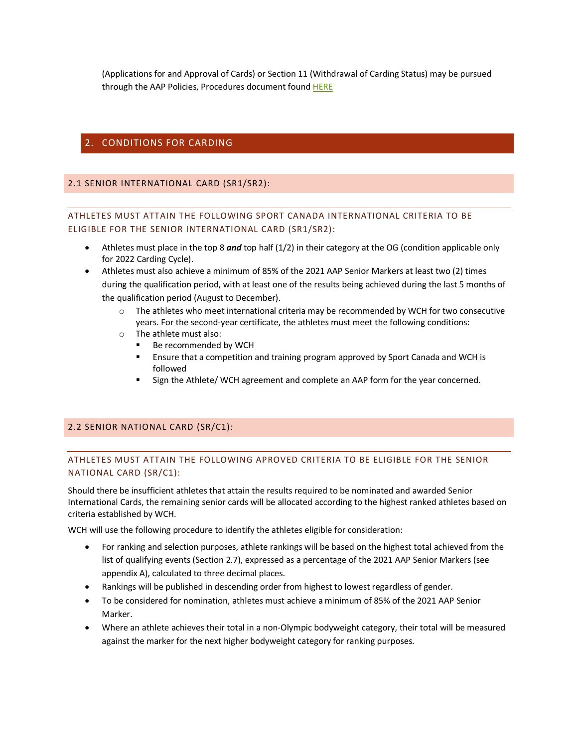(Applications for and Approval of Cards) or Section 11 (Withdrawal of Carding Status) may be pursued through the AAP Policies, Procedures document found HERE

## 2. CONDITIONS FOR CARDING

### 2.1 SENIOR INTERNATIONAL CARD (SR1/SR2):

#### ATHLETES MUST ATTAIN THE FOLLOWING SPORT CANADA INTERNATIONAL CRITERIA TO BE ELIGIBLE FOR THE SENIOR INTERNATIONAL CARD (SR1/SR2):

- Athletes must place in the top 8 ***and*** top half (1/2) in their category at the OG (condition applicable only for 2022 Carding Cycle).
- Athletes must also achieve a minimum of 85% of the 2021 AAP Senior Markers at least two (2) times during the qualification period, with at least one of the results being achieved during the last 5 months of the qualification period (August to December).
  - The athletes who meet international criteria may be recommended by WCH for two consecutive years. For the second-year certificate, the athletes must meet the following conditions:
  - The athlete must also:
    - Be recommended by WCH
    - Ensure that a competition and training program approved by Sport Canada and WCH is followed
    - Sign the Athlete/ WCH agreement and complete an AAP form for the year concerned.

### 2.2 SENIOR NATIONAL CARD (SR/C1):

#### ATHLETES MUST ATTAIN THE FOLLOWING APROVED CRITERIA TO BE ELIGIBLE FOR THE SENIOR NATIONAL CARD (SR/C1):

Should there be insufficient athletes that attain the results required to be nominated and awarded Senior International Cards, the remaining senior cards will be allocated according to the highest ranked athletes based on criteria established by WCH.

WCH will use the following procedure to identify the athletes eligible for consideration:

- For ranking and selection purposes, athlete rankings will be based on the highest total achieved from the list of qualifying events (Section 2.7), expressed as a percentage of the 2021 AAP Senior Markers (see appendix A), calculated to three decimal places.
- Rankings will be published in descending order from highest to lowest regardless of gender.
- To be considered for nomination, athletes must achieve a minimum of 85% of the 2021 AAP Senior Marker.
- Where an athlete achieves their total in a non-Olympic bodyweight category, their total will be measured against the marker for the next higher bodyweight category for ranking purposes.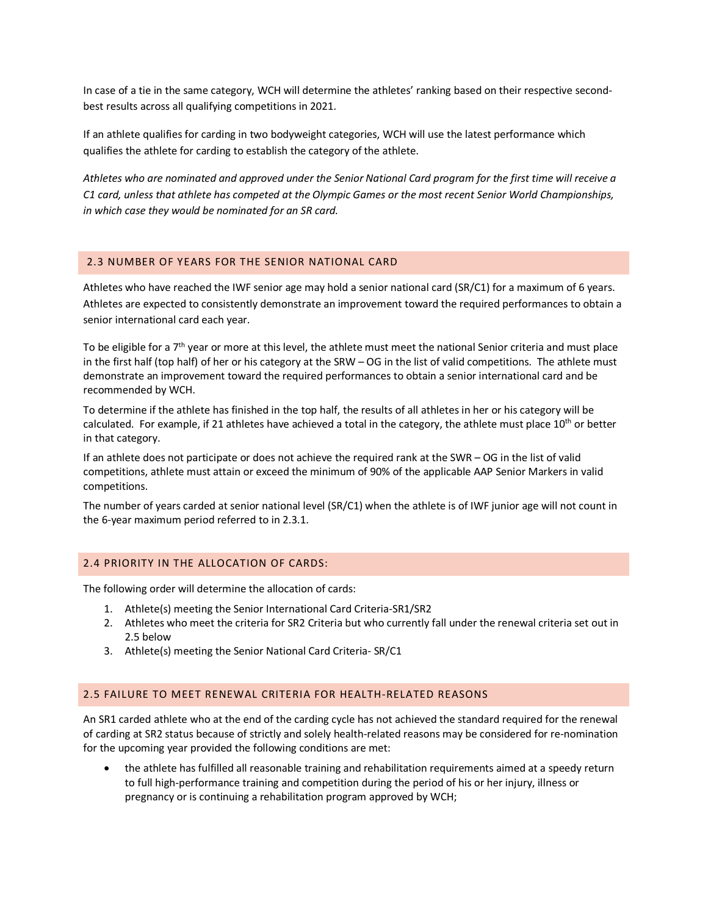In case of a tie in the same category, WCH will determine the athletes' ranking based on their respective second-best results across all qualifying competitions in 2021.

If an athlete qualifies for carding in two bodyweight categories, WCH will use the latest performance which qualifies the athlete for carding to establish the category of the athlete.

*Athletes who are nominated and approved under the Senior National Card program for the first time will receive a C1 card, unless that athlete has competed at the Olympic Games or the most recent Senior World Championships, in which case they would be nominated for an SR card.*

## 2.3 NUMBER OF YEARS FOR THE SENIOR NATIONAL CARD

Athletes who have reached the IWF senior age may hold a senior national card (SR/C1) for a maximum of 6 years. Athletes are expected to consistently demonstrate an improvement toward the required performances to obtain a senior international card each year.

To be eligible for a 7th year or more at this level, the athlete must meet the national Senior criteria and must place in the first half (top half) of her or his category at the SRW – OG in the list of valid competitions. The athlete must demonstrate an improvement toward the required performances to obtain a senior international card and be recommended by WCH.

To determine if the athlete has finished in the top half, the results of all athletes in her or his category will be calculated. For example, if 21 athletes have achieved a total in the category, the athlete must place 10th or better in that category.

If an athlete does not participate or does not achieve the required rank at the SWR – OG in the list of valid competitions, athlete must attain or exceed the minimum of 90% of the applicable AAP Senior Markers in valid competitions.

The number of years carded at senior national level (SR/C1) when the athlete is of IWF junior age will not count in the 6-year maximum period referred to in 2.3.1.

## 2.4 PRIORITY IN THE ALLOCATION OF CARDS:

The following order will determine the allocation of cards:

1. Athlete(s) meeting the Senior International Card Criteria-SR1/SR2
2. Athletes who meet the criteria for SR2 Criteria but who currently fall under the renewal criteria set out in 2.5 below
3. Athlete(s) meeting the Senior National Card Criteria- SR/C1

## 2.5 FAILURE TO MEET RENEWAL CRITERIA FOR HEALTH-RELATED REASONS

An SR1 carded athlete who at the end of the carding cycle has not achieved the standard required for the renewal of carding at SR2 status because of strictly and solely health-related reasons may be considered for re-nomination for the upcoming year provided the following conditions are met:

- the athlete has fulfilled all reasonable training and rehabilitation requirements aimed at a speedy return to full high-performance training and competition during the period of his or her injury, illness or pregnancy or is continuing a rehabilitation program approved by WCH;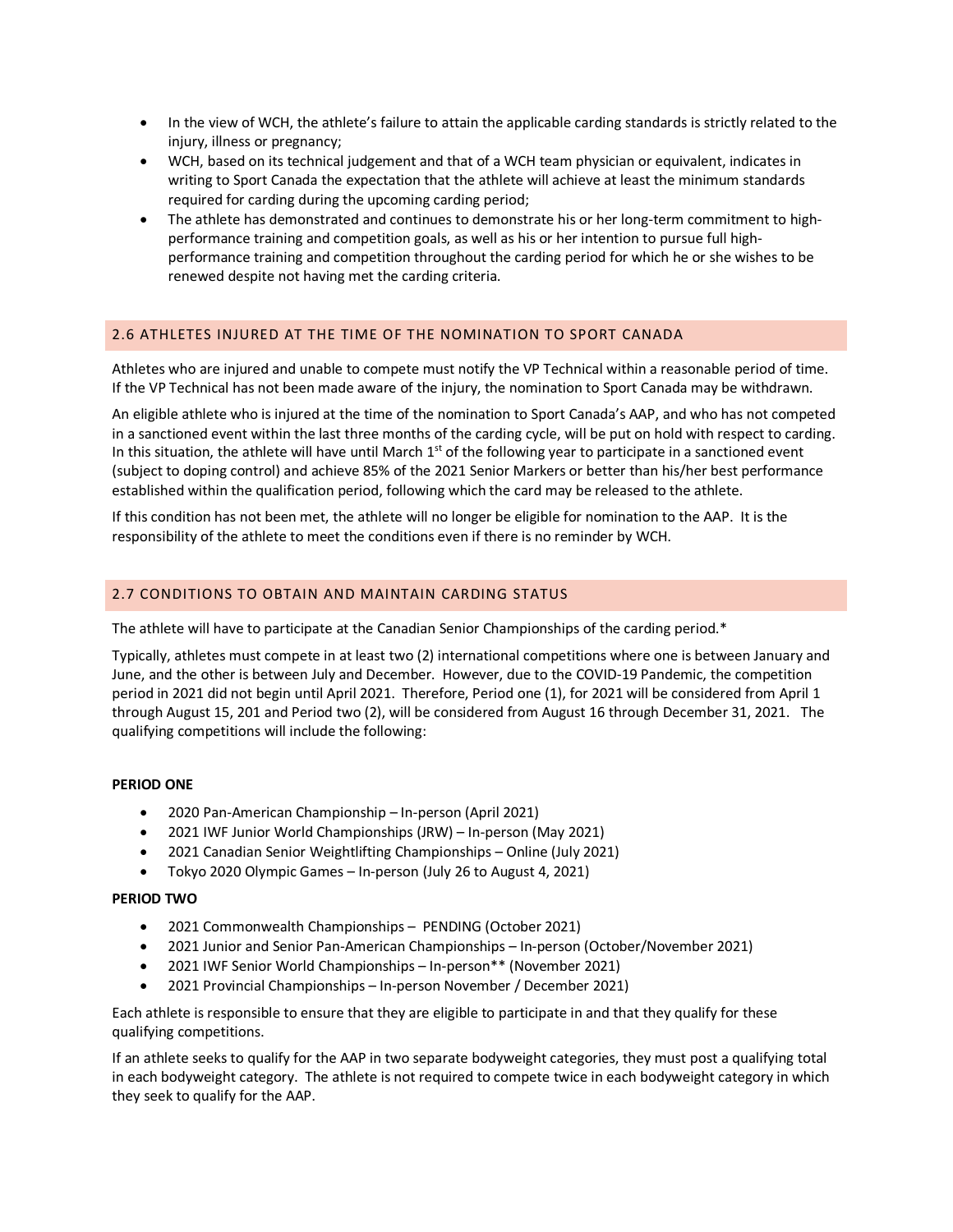- In the view of WCH, the athlete's failure to attain the applicable carding standards is strictly related to the injury, illness or pregnancy;
- WCH, based on its technical judgement and that of a WCH team physician or equivalent, indicates in writing to Sport Canada the expectation that the athlete will achieve at least the minimum standards required for carding during the upcoming carding period;
- The athlete has demonstrated and continues to demonstrate his or her long-term commitment to high-performance training and competition goals, as well as his or her intention to pursue full high-performance training and competition throughout the carding period for which he or she wishes to be renewed despite not having met the carding criteria.

## 2.6 ATHLETES INJURED AT THE TIME OF THE NOMINATION TO SPORT CANADA

Athletes who are injured and unable to compete must notify the VP Technical within a reasonable period of time. If the VP Technical has not been made aware of the injury, the nomination to Sport Canada may be withdrawn.

An eligible athlete who is injured at the time of the nomination to Sport Canada's AAP, and who has not competed in a sanctioned event within the last three months of the carding cycle, will be put on hold with respect to carding. In this situation, the athlete will have until March 1st of the following year to participate in a sanctioned event (subject to doping control) and achieve 85% of the 2021 Senior Markers or better than his/her best performance established within the qualification period, following which the card may be released to the athlete.

If this condition has not been met, the athlete will no longer be eligible for nomination to the AAP. It is the responsibility of the athlete to meet the conditions even if there is no reminder by WCH.

## 2.7 CONDITIONS TO OBTAIN AND MAINTAIN CARDING STATUS

The athlete will have to participate at the Canadian Senior Championships of the carding period.*

Typically, athletes must compete in at least two (2) international competitions where one is between January and June, and the other is between July and December. However, due to the COVID-19 Pandemic, the competition period in 2021 did not begin until April 2021. Therefore, Period one (1), for 2021 will be considered from April 1 through August 15, 201 and Period two (2), will be considered from August 16 through December 31, 2021. The qualifying competitions will include the following:

**PERIOD ONE**

- 2020 Pan-American Championship – In-person (April 2021)
- 2021 IWF Junior World Championships (JRW) – In-person (May 2021)
- 2021 Canadian Senior Weightlifting Championships – Online (July 2021)
- Tokyo 2020 Olympic Games – In-person (July 26 to August 4, 2021)

**PERIOD TWO**

- 2021 Commonwealth Championships – PENDING (October 2021)
- 2021 Junior and Senior Pan-American Championships – In-person (October/November 2021)
- 2021 IWF Senior World Championships – In-person** (November 2021)
- 2021 Provincial Championships – In-person November / December 2021)

Each athlete is responsible to ensure that they are eligible to participate in and that they qualify for these qualifying competitions.

If an athlete seeks to qualify for the AAP in two separate bodyweight categories, they must post a qualifying total in each bodyweight category. The athlete is not required to compete twice in each bodyweight category in which they seek to qualify for the AAP.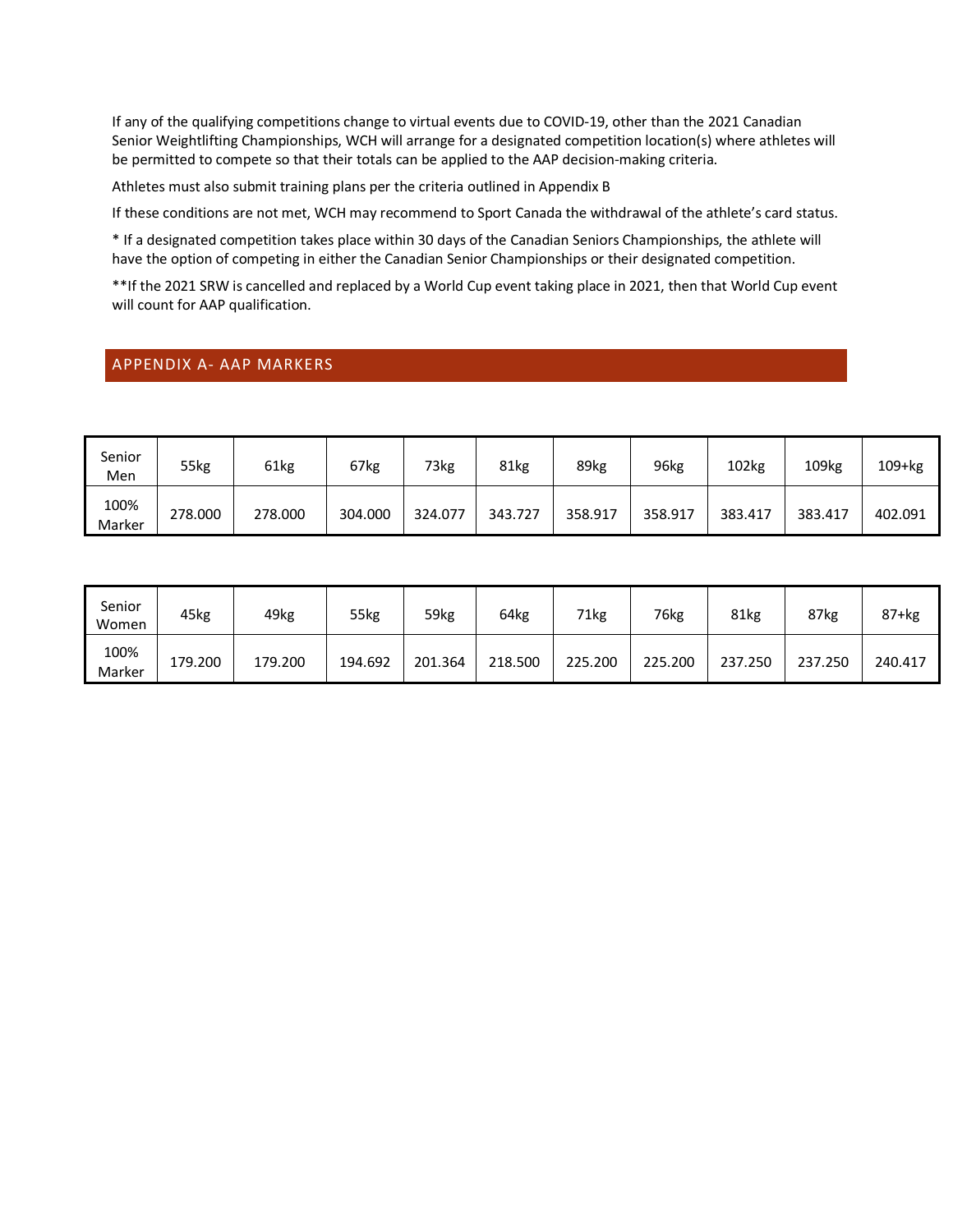If any of the qualifying competitions change to virtual events due to COVID-19, other than the 2021 Canadian Senior Weightlifting Championships, WCH will arrange for a designated competition location(s) where athletes will be permitted to compete so that their totals can be applied to the AAP decision-making criteria.

Athletes must also submit training plans per the criteria outlined in Appendix B

If these conditions are not met, WCH may recommend to Sport Canada the withdrawal of the athlete's card status.

* If a designated competition takes place within 30 days of the Canadian Seniors Championships, the athlete will have the option of competing in either the Canadian Senior Championships or their designated competition.

**If the 2021 SRW is cancelled and replaced by a World Cup event taking place in 2021, then that World Cup event will count for AAP qualification.

## APPENDIX A- AAP MARKERS

| Senior Men | 55kg | 61kg | 67kg | 73kg | 81kg | 89kg | 96kg | 102kg | 109kg | 109+kg |
|---|---|---|---|---|---|---|---|---|---|---|
| 100% Marker | 278.000 | 278.000 | 304.000 | 324.077 | 343.727 | 358.917 | 358.917 | 383.417 | 383.417 | 402.091 |

| Senior Women | 45kg | 49kg | 55kg | 59kg | 64kg | 71kg | 76kg | 81kg | 87kg | 87+kg |
|---|---|---|---|---|---|---|---|---|---|---|
| 100% Marker | 179.200 | 179.200 | 194.692 | 201.364 | 218.500 | 225.200 | 225.200 | 237.250 | 237.250 | 240.417 |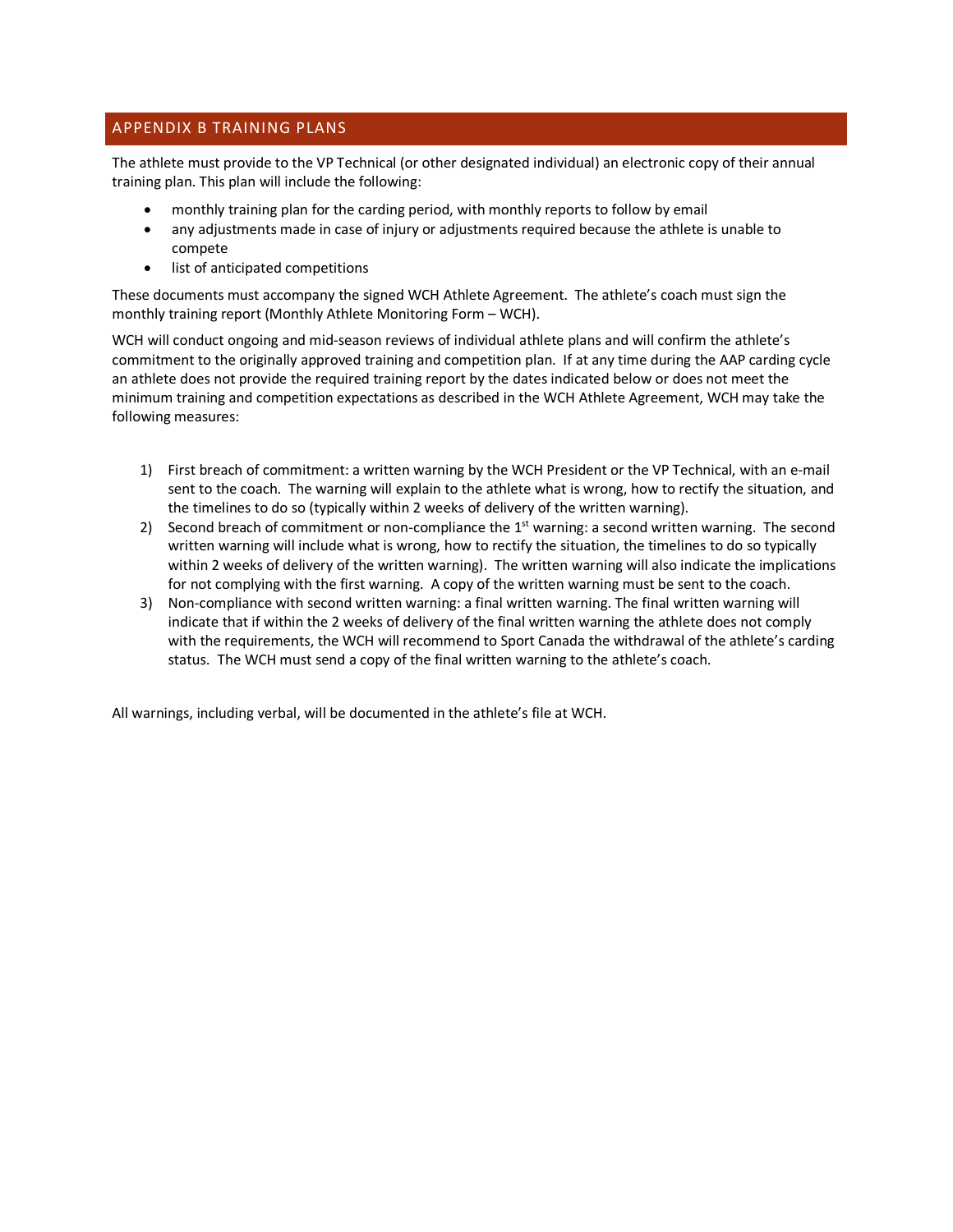## APPENDIX B TRAINING PLANS

The athlete must provide to the VP Technical (or other designated individual) an electronic copy of their annual training plan. This plan will include the following:

- monthly training plan for the carding period, with monthly reports to follow by email
- any adjustments made in case of injury or adjustments required because the athlete is unable to compete
- list of anticipated competitions

These documents must accompany the signed WCH Athlete Agreement. The athlete's coach must sign the monthly training report (Monthly Athlete Monitoring Form – WCH).

WCH will conduct ongoing and mid-season reviews of individual athlete plans and will confirm the athlete's commitment to the originally approved training and competition plan. If at any time during the AAP carding cycle an athlete does not provide the required training report by the dates indicated below or does not meet the minimum training and competition expectations as described in the WCH Athlete Agreement, WCH may take the following measures:

1) First breach of commitment: a written warning by the WCH President or the VP Technical, with an e-mail sent to the coach. The warning will explain to the athlete what is wrong, how to rectify the situation, and the timelines to do so (typically within 2 weeks of delivery of the written warning).
2) Second breach of commitment or non-compliance the 1st warning: a second written warning. The second written warning will include what is wrong, how to rectify the situation, the timelines to do so typically within 2 weeks of delivery of the written warning). The written warning will also indicate the implications for not complying with the first warning. A copy of the written warning must be sent to the coach.
3) Non-compliance with second written warning: a final written warning. The final written warning will indicate that if within the 2 weeks of delivery of the final written warning the athlete does not comply with the requirements, the WCH will recommend to Sport Canada the withdrawal of the athlete's carding status. The WCH must send a copy of the final written warning to the athlete's coach.

All warnings, including verbal, will be documented in the athlete's file at WCH.